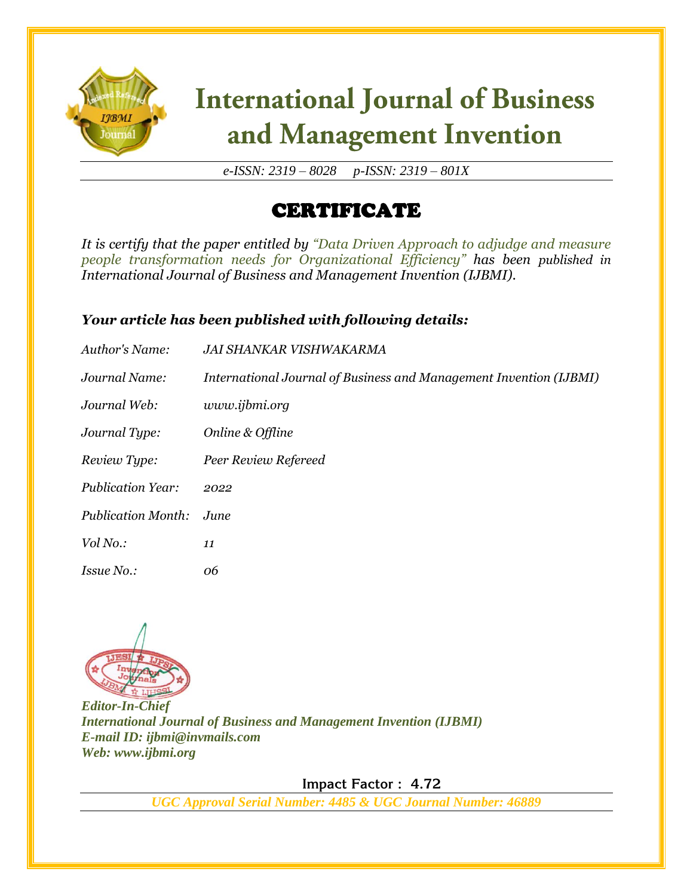# International Journal of Business and Management Invention

*e-ISSN: 2319 – 8028 p-ISSN: 2319 – 801X*

## CERTIFICATE

*It is certify that the paper entitled by "Data Driven Approach to adjudge and measure people transformation needs for Organizational Efficiency" has been published in International Journal of Business and Management Invention (IJBMI).*

***Your article has been published with following details:***

| | |
|---|---|
| *Author's Name:* | *JAI SHANKAR VISHWAKARMA* |
| *Journal Name:* | *International Journal of Business and Management Invention (IJBMI)* |
| *Journal Web:* | *www.ijbmi.org* |
| *Journal Type:* | *Online & Offline* |
| *Review Type:* | *Peer Review Refereed* |
| *Publication Year:* | *2022* |
| *Publication Month:* | *June* |
| *Vol No.:* | *11* |
| *Issue No.:* | *06* |

***Editor-In-Chief***
***International Journal of Business and Management Invention (IJBMI)***
***E-mail ID: ijbmi@invmails.com***
***Web: www.ijbmi.org***

**Impact Factor : 4.72**

***UGC Approval Serial Number: 4485 & UGC Journal Number: 46889***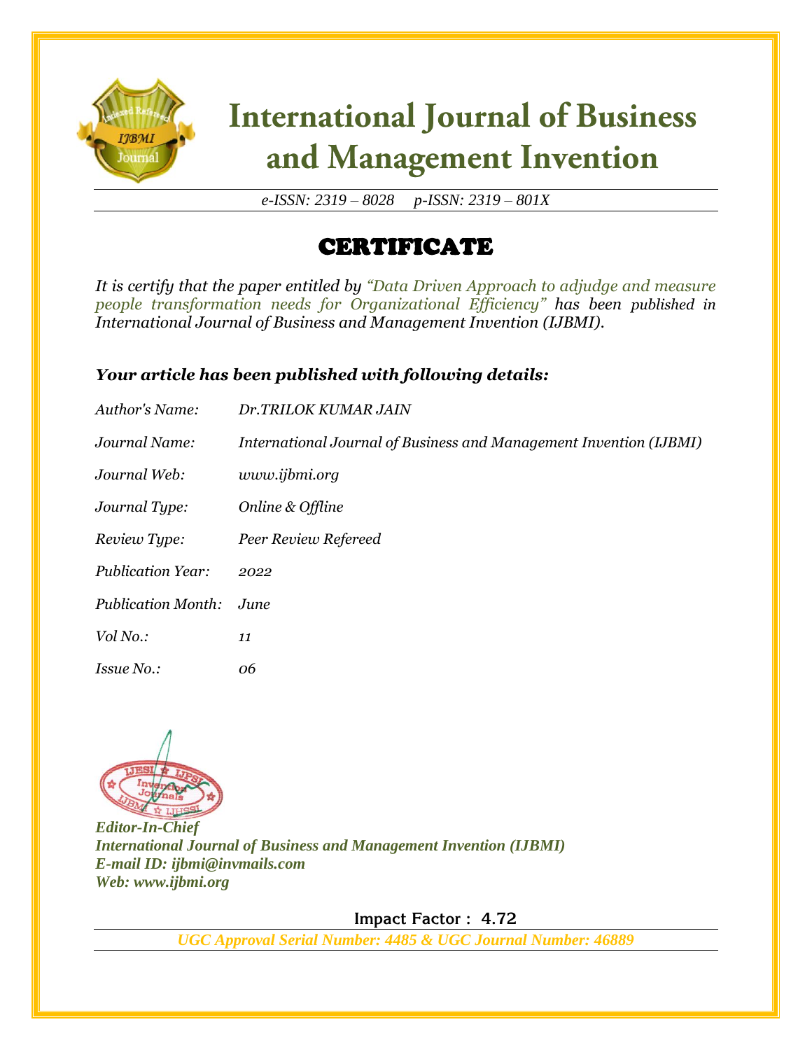# International Journal of Business and Management Invention

*e-ISSN: 2319 – 8028 p-ISSN: 2319 – 801X*

## CERTIFICATE

*It is certify that the paper entitled by "Data Driven Approach to adjudge and measure people transformation needs for Organizational Efficiency" has been published in International Journal of Business and Management Invention (IJBMI).*

### *Your article has been published with following details:*

| | |
|---|---|
| *Author's Name:* | *Dr.TRILOK KUMAR JAIN* |
| *Journal Name:* | *International Journal of Business and Management Invention (IJBMI)* |
| *Journal Web:* | *www.ijbmi.org* |
| *Journal Type:* | *Online & Offline* |
| *Review Type:* | *Peer Review Refereed* |
| *Publication Year:* | *2022* |
| *Publication Month:* | *June* |
| *Vol No.:* | *11* |
| *Issue No.:* | *06* |

***Editor-In-Chief***
***International Journal of Business and Management Invention (IJBMI)***
***E-mail ID: ijbmi@invmails.com***
***Web: www.ijbmi.org***

**Impact Factor : 4.72**

***UGC Approval Serial Number: 4485 & UGC Journal Number: 46889***